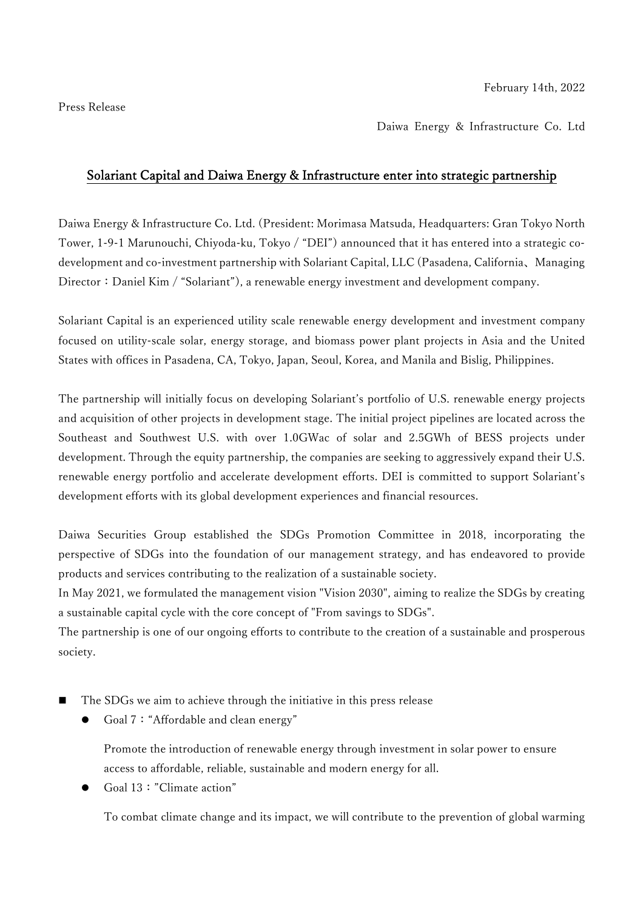February 14th, 2022

Press Release

Daiwa Energy & Infrastructure Co. Ltd

# Solariant Capital and Daiwa Energy & Infrastructure enter into strategic partnership

Daiwa Energy & Infrastructure Co. Ltd. (President: Morimasa Matsuda, Headquarters: Gran Tokyo North Tower, 1-9-1 Marunouchi, Chiyoda-ku, Tokyo / "DEI") announced that it has entered into a strategic co-development and co-investment partnership with Solariant Capital, LLC (Pasadena, California、Managing Director：Daniel Kim / "Solariant"), a renewable energy investment and development company.

Solariant Capital is an experienced utility scale renewable energy development and investment company focused on utility-scale solar, energy storage, and biomass power plant projects in Asia and the United States with offices in Pasadena, CA, Tokyo, Japan, Seoul, Korea, and Manila and Bislig, Philippines.

The partnership will initially focus on developing Solariant's portfolio of U.S. renewable energy projects and acquisition of other projects in development stage. The initial project pipelines are located across the Southeast and Southwest U.S. with over 1.0GWac of solar and 2.5GWh of BESS projects under development. Through the equity partnership, the companies are seeking to aggressively expand their U.S. renewable energy portfolio and accelerate development efforts. DEI is committed to support Solariant's development efforts with its global development experiences and financial resources.

Daiwa Securities Group established the SDGs Promotion Committee in 2018, incorporating the perspective of SDGs into the foundation of our management strategy, and has endeavored to provide products and services contributing to the realization of a sustainable society.
In May 2021, we formulated the management vision "Vision 2030", aiming to realize the SDGs by creating a sustainable capital cycle with the core concept of "From savings to SDGs".
The partnership is one of our ongoing efforts to contribute to the creation of a sustainable and prosperous society.

- The SDGs we aim to achieve through the initiative in this press release
  - Goal 7："Affordable and clean energy"

    Promote the introduction of renewable energy through investment in solar power to ensure access to affordable, reliable, sustainable and modern energy for all.
  - Goal 13："Climate action"

    To combat climate change and its impact, we will contribute to the prevention of global warming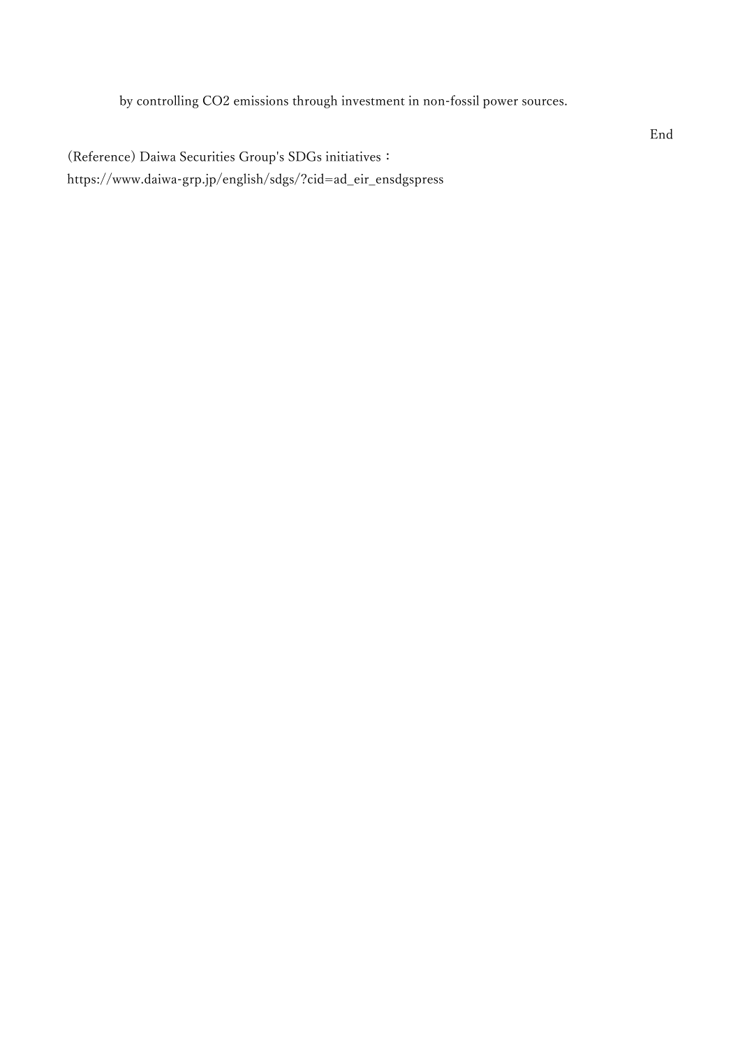by controlling $CO_2$ emissions through investment in non-fossil power sources.

End

(Reference) Daiwa Securities Group's SDGs initiatives：
https://www.daiwa-grp.jp/english/sdgs/?cid=ad_eir_ensdgspress